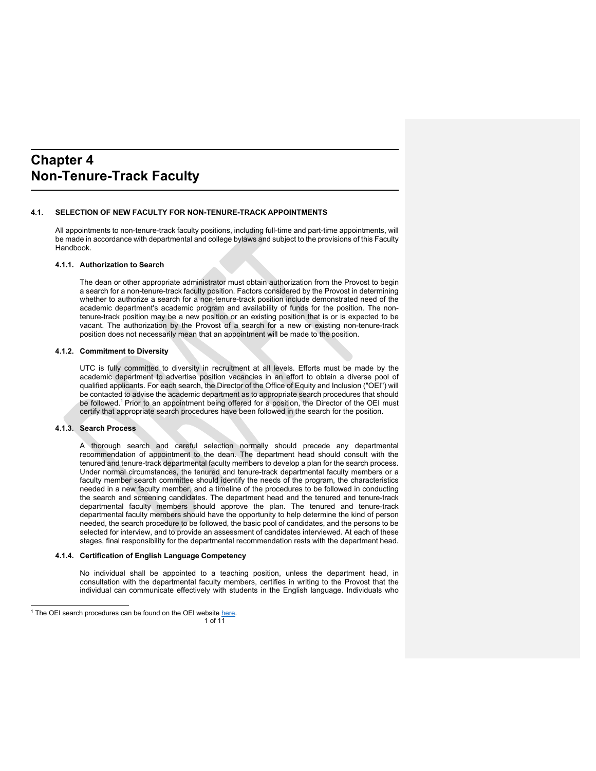# Chapter 4
# Non-Tenure-Track Faculty

## 4.1. SELECTION OF NEW FACULTY FOR NON-TENURE-TRACK APPOINTMENTS

All appointments to non-tenure-track faculty positions, including full-time and part-time appointments, will be made in accordance with departmental and college bylaws and subject to the provisions of this Faculty Handbook.

### 4.1.1. Authorization to Search

The dean or other appropriate administrator must obtain authorization from the Provost to begin a search for a non-tenure-track faculty position. Factors considered by the Provost in determining whether to authorize a search for a non-tenure-track position include demonstrated need of the academic department's academic program and availability of funds for the position. The non-tenure-track position may be a new position or an existing position that is or is expected to be vacant. The authorization by the Provost of a search for a new or existing non-tenure-track position does not necessarily mean that an appointment will be made to the position.

### 4.1.2. Commitment to Diversity

UTC is fully committed to diversity in recruitment at all levels. Efforts must be made by the academic department to advertise position vacancies in an effort to obtain a diverse pool of qualified applicants. For each search, the Director of the Office of Equity and Inclusion ("OEI") will be contacted to advise the academic department as to appropriate search procedures that should be followed.[1] Prior to an appointment being offered for a position, the Director of the OEI must certify that appropriate search procedures have been followed in the search for the position.

### 4.1.3. Search Process

A thorough search and careful selection normally should precede any departmental recommendation of appointment to the dean. The department head should consult with the tenured and tenure-track departmental faculty members to develop a plan for the search process. Under normal circumstances, the tenured and tenure-track departmental faculty members or a faculty member search committee should identify the needs of the program, the characteristics needed in a new faculty member, and a timeline of the procedures to be followed in conducting the search and screening candidates. The department head and the tenured and tenure-track departmental faculty members should approve the plan. The tenured and tenure-track departmental faculty members should have the opportunity to help determine the kind of person needed, the search procedure to be followed, the basic pool of candidates, and the persons to be selected for interview, and to provide an assessment of candidates interviewed. At each of these stages, final responsibility for the departmental recommendation rests with the department head.

### 4.1.4. Certification of English Language Competency

No individual shall be appointed to a teaching position, unless the department head, in consultation with the departmental faculty members, certifies in writing to the Provost that the individual can communicate effectively with students in the English language. Individuals who

[1] The OEI search procedures can be found on the OEI website here.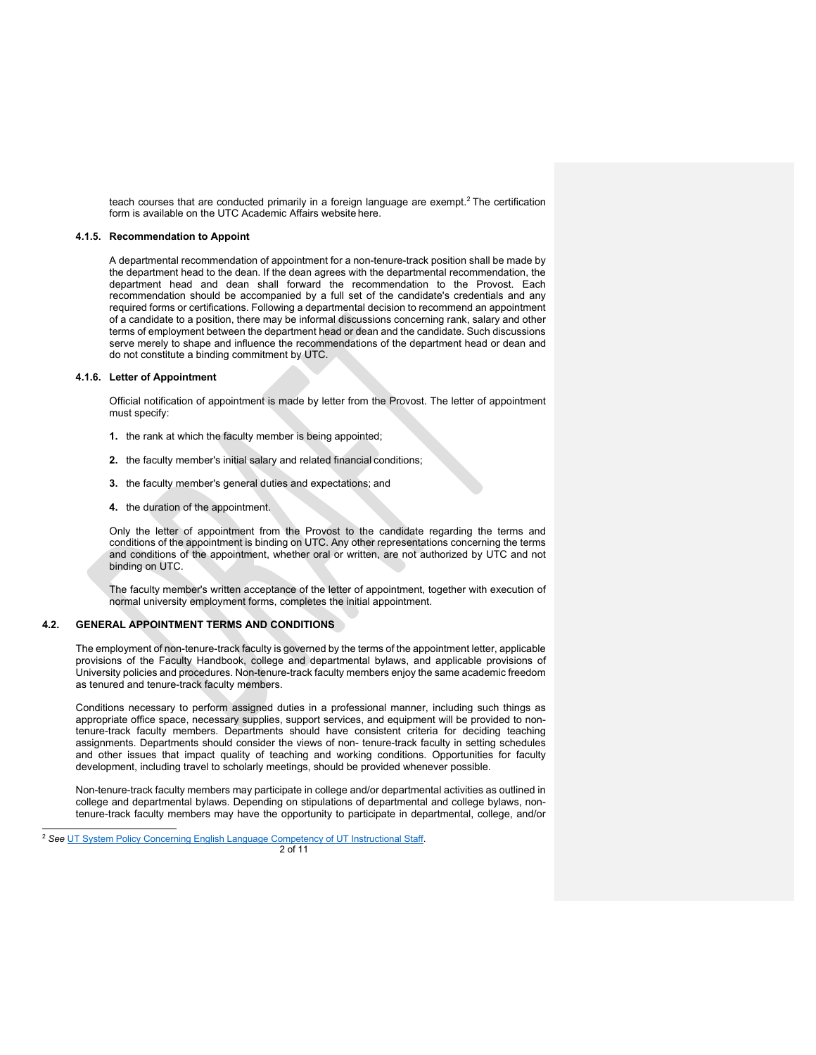teach courses that are conducted primarily in a foreign language are exempt.[2] The certification form is available on the UTC Academic Affairs website here.

#### 4.1.5. Recommendation to Appoint

A departmental recommendation of appointment for a non-tenure-track position shall be made by the department head to the dean. If the dean agrees with the departmental recommendation, the department head and dean shall forward the recommendation to the Provost. Each recommendation should be accompanied by a full set of the candidate's credentials and any required forms or certifications. Following a departmental decision to recommend an appointment of a candidate to a position, there may be informal discussions concerning rank, salary and other terms of employment between the department head or dean and the candidate. Such discussions serve merely to shape and influence the recommendations of the department head or dean and do not constitute a binding commitment by UTC.

#### 4.1.6. Letter of Appointment

Official notification of appointment is made by letter from the Provost. The letter of appointment must specify:

1. the rank at which the faculty member is being appointed;
2. the faculty member's initial salary and related financial conditions;
3. the faculty member's general duties and expectations; and
4. the duration of the appointment.

Only the letter of appointment from the Provost to the candidate regarding the terms and conditions of the appointment is binding on UTC. Any other representations concerning the terms and conditions of the appointment, whether oral or written, are not authorized by UTC and not binding on UTC.

The faculty member's written acceptance of the letter of appointment, together with execution of normal university employment forms, completes the initial appointment.

### 4.2. GENERAL APPOINTMENT TERMS AND CONDITIONS

The employment of non-tenure-track faculty is governed by the terms of the appointment letter, applicable provisions of the Faculty Handbook, college and departmental bylaws, and applicable provisions of University policies and procedures. Non-tenure-track faculty members enjoy the same academic freedom as tenured and tenure-track faculty members.

Conditions necessary to perform assigned duties in a professional manner, including such things as appropriate office space, necessary supplies, support services, and equipment will be provided to non-tenure-track faculty members. Departments should have consistent criteria for deciding teaching assignments. Departments should consider the views of non- tenure-track faculty in setting schedules and other issues that impact quality of teaching and working conditions. Opportunities for faculty development, including travel to scholarly meetings, should be provided whenever possible.

Non-tenure-track faculty members may participate in college and/or departmental activities as outlined in college and departmental bylaws. Depending on stipulations of departmental and college bylaws, non-tenure-track faculty members may have the opportunity to participate in departmental, college, and/or

---

[2] *See* UT System Policy Concerning English Language Competency of UT Instructional Staff.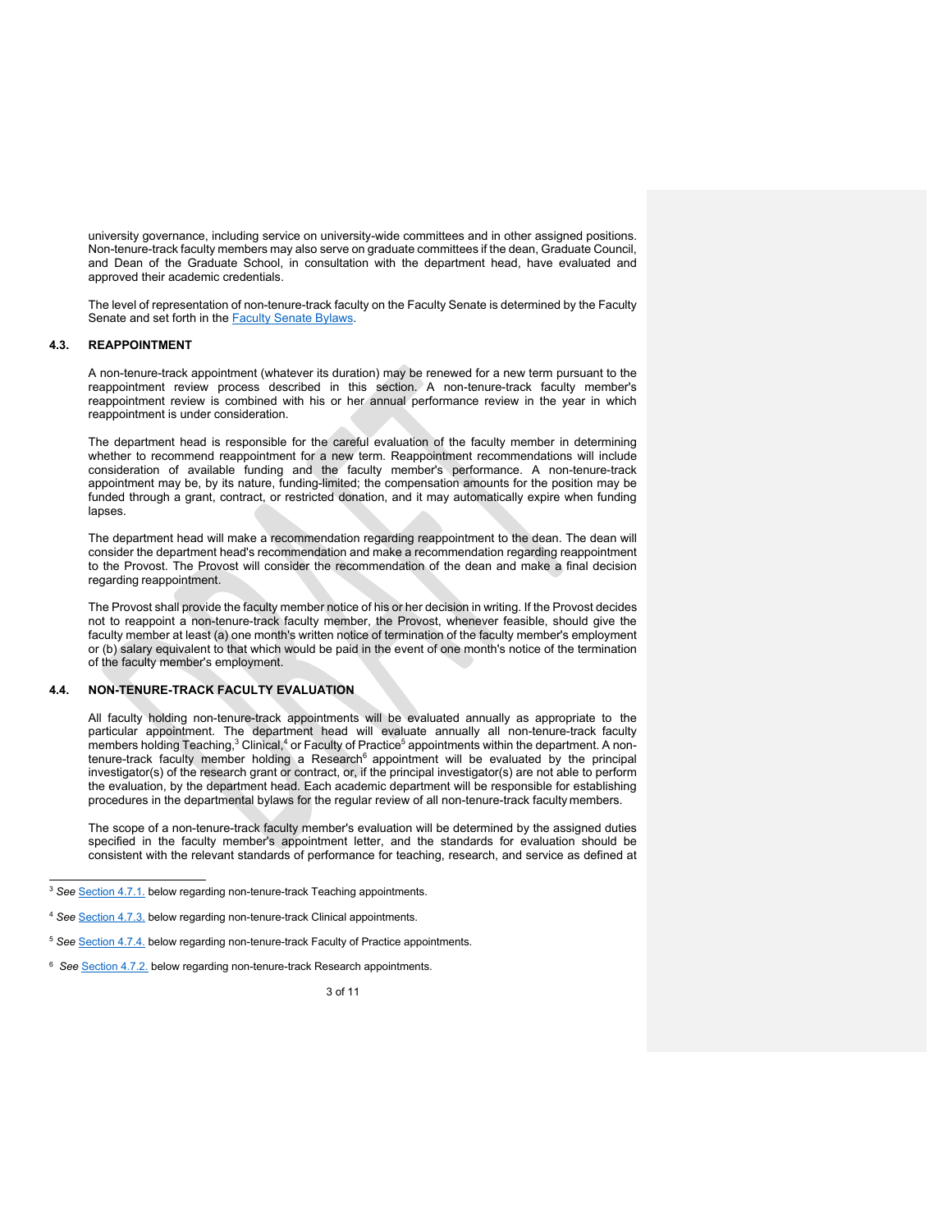university governance, including service on university-wide committees and in other assigned positions. Non-tenure-track faculty members may also serve on graduate committees if the dean, Graduate Council, and Dean of the Graduate School, in consultation with the department head, have evaluated and approved their academic credentials.

The level of representation of non-tenure-track faculty on the Faculty Senate is determined by the Faculty Senate and set forth in the Faculty Senate Bylaws.

## 4.3. REAPPOINTMENT

A non-tenure-track appointment (whatever its duration) may be renewed for a new term pursuant to the reappointment review process described in this section. A non-tenure-track faculty member's reappointment review is combined with his or her annual performance review in the year in which reappointment is under consideration.

The department head is responsible for the careful evaluation of the faculty member in determining whether to recommend reappointment for a new term. Reappointment recommendations will include consideration of available funding and the faculty member's performance. A non-tenure-track appointment may be, by its nature, funding-limited; the compensation amounts for the position may be funded through a grant, contract, or restricted donation, and it may automatically expire when funding lapses.

The department head will make a recommendation regarding reappointment to the dean. The dean will consider the department head's recommendation and make a recommendation regarding reappointment to the Provost. The Provost will consider the recommendation of the dean and make a final decision regarding reappointment.

The Provost shall provide the faculty member notice of his or her decision in writing. If the Provost decides not to reappoint a non-tenure-track faculty member, the Provost, whenever feasible, should give the faculty member at least (a) one month's written notice of termination of the faculty member's employment or (b) salary equivalent to that which would be paid in the event of one month's notice of the termination of the faculty member's employment.

## 4.4. NON-TENURE-TRACK FACULTY EVALUATION

All faculty holding non-tenure-track appointments will be evaluated annually as appropriate to the particular appointment. The department head will evaluate annually all non-tenure-track faculty members holding Teaching,[3] Clinical,[4] or Faculty of Practice[5] appointments within the department. A non-tenure-track faculty member holding a Research[6] appointment will be evaluated by the principal investigator(s) of the research grant or contract, or, if the principal investigator(s) are not able to perform the evaluation, by the department head. Each academic department will be responsible for establishing procedures in the departmental bylaws for the regular review of all non-tenure-track faculty members.

The scope of a non-tenure-track faculty member's evaluation will be determined by the assigned duties specified in the faculty member's appointment letter, and the standards for evaluation should be consistent with the relevant standards of performance for teaching, research, and service as defined at

---

[3] *See* Section 4.7.1. below regarding non-tenure-track Teaching appointments.

[4] *See* Section 4.7.3. below regarding non-tenure-track Clinical appointments.

[5] *See* Section 4.7.4. below regarding non-tenure-track Faculty of Practice appointments.

[6] *See* Section 4.7.2. below regarding non-tenure-track Research appointments.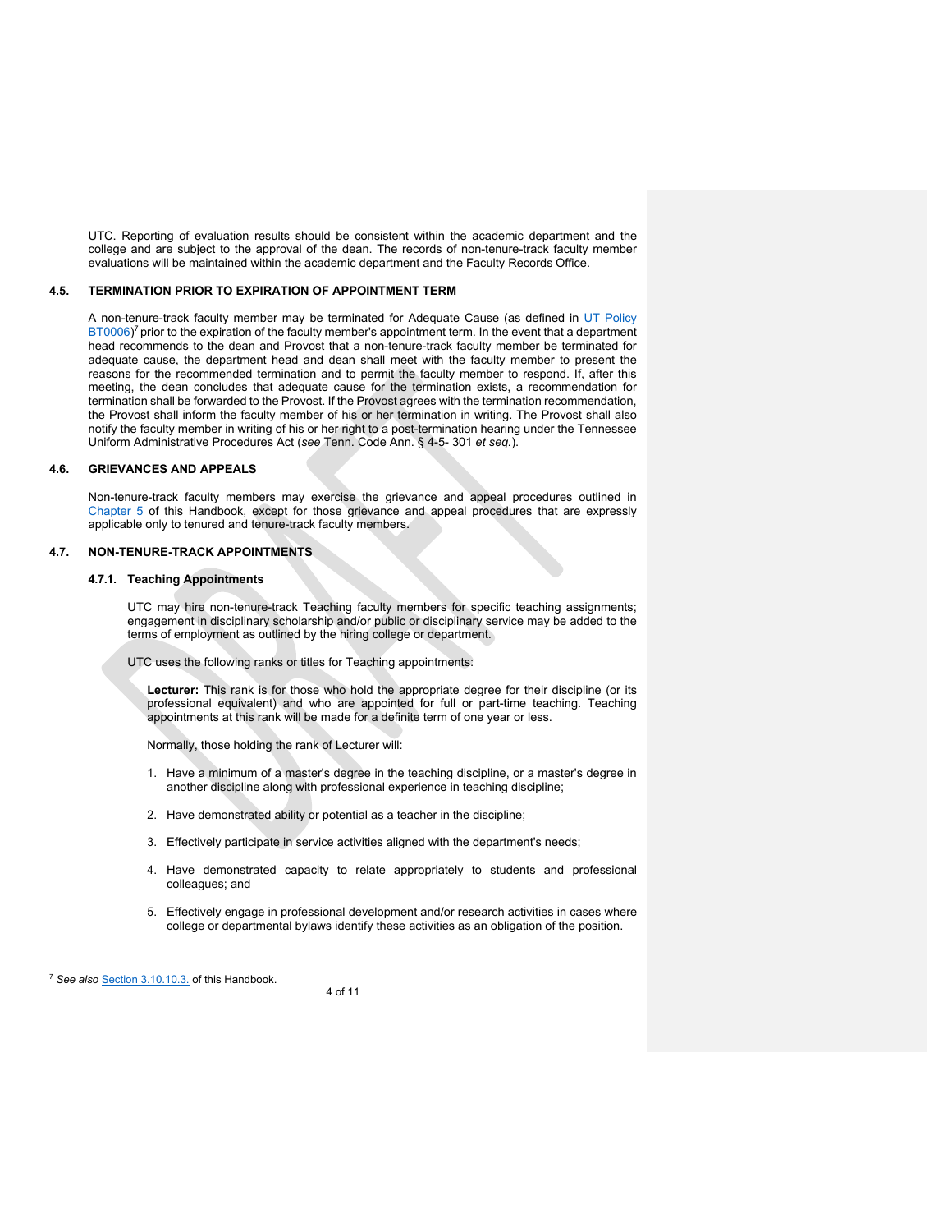UTC. Reporting of evaluation results should be consistent within the academic department and the college and are subject to the approval of the dean. The records of non-tenure-track faculty member evaluations will be maintained within the academic department and the Faculty Records Office.

### 4.5. TERMINATION PRIOR TO EXPIRATION OF APPOINTMENT TERM

A non-tenure-track faculty member may be terminated for Adequate Cause (as defined in UT Policy BT0006)[7] prior to the expiration of the faculty member's appointment term. In the event that a department head recommends to the dean and Provost that a non-tenure-track faculty member be terminated for adequate cause, the department head and dean shall meet with the faculty member to present the reasons for the recommended termination and to permit the faculty member to respond. If, after this meeting, the dean concludes that adequate cause for the termination exists, a recommendation for termination shall be forwarded to the Provost. If the Provost agrees with the termination recommendation, the Provost shall inform the faculty member of his or her termination in writing. The Provost shall also notify the faculty member in writing of his or her right to a post-termination hearing under the Tennessee Uniform Administrative Procedures Act (*see* Tenn. Code Ann. § 4-5- 301 *et seq.*).

### 4.6. GRIEVANCES AND APPEALS

Non-tenure-track faculty members may exercise the grievance and appeal procedures outlined in Chapter 5 of this Handbook, except for those grievance and appeal procedures that are expressly applicable only to tenured and tenure-track faculty members.

### 4.7. NON-TENURE-TRACK APPOINTMENTS

#### 4.7.1. Teaching Appointments

UTC may hire non-tenure-track Teaching faculty members for specific teaching assignments; engagement in disciplinary scholarship and/or public or disciplinary service may be added to the terms of employment as outlined by the hiring college or department.

UTC uses the following ranks or titles for Teaching appointments:

**Lecturer:** This rank is for those who hold the appropriate degree for their discipline (or its professional equivalent) and who are appointed for full or part-time teaching. Teaching appointments at this rank will be made for a definite term of one year or less.

Normally, those holding the rank of Lecturer will:

1. Have a minimum of a master's degree in the teaching discipline, or a master's degree in another discipline along with professional experience in teaching discipline;
2. Have demonstrated ability or potential as a teacher in the discipline;
3. Effectively participate in service activities aligned with the department's needs;
4. Have demonstrated capacity to relate appropriately to students and professional colleagues; and
5. Effectively engage in professional development and/or research activities in cases where college or departmental bylaws identify these activities as an obligation of the position.

[7] *See also* Section 3.10.10.3. of this Handbook.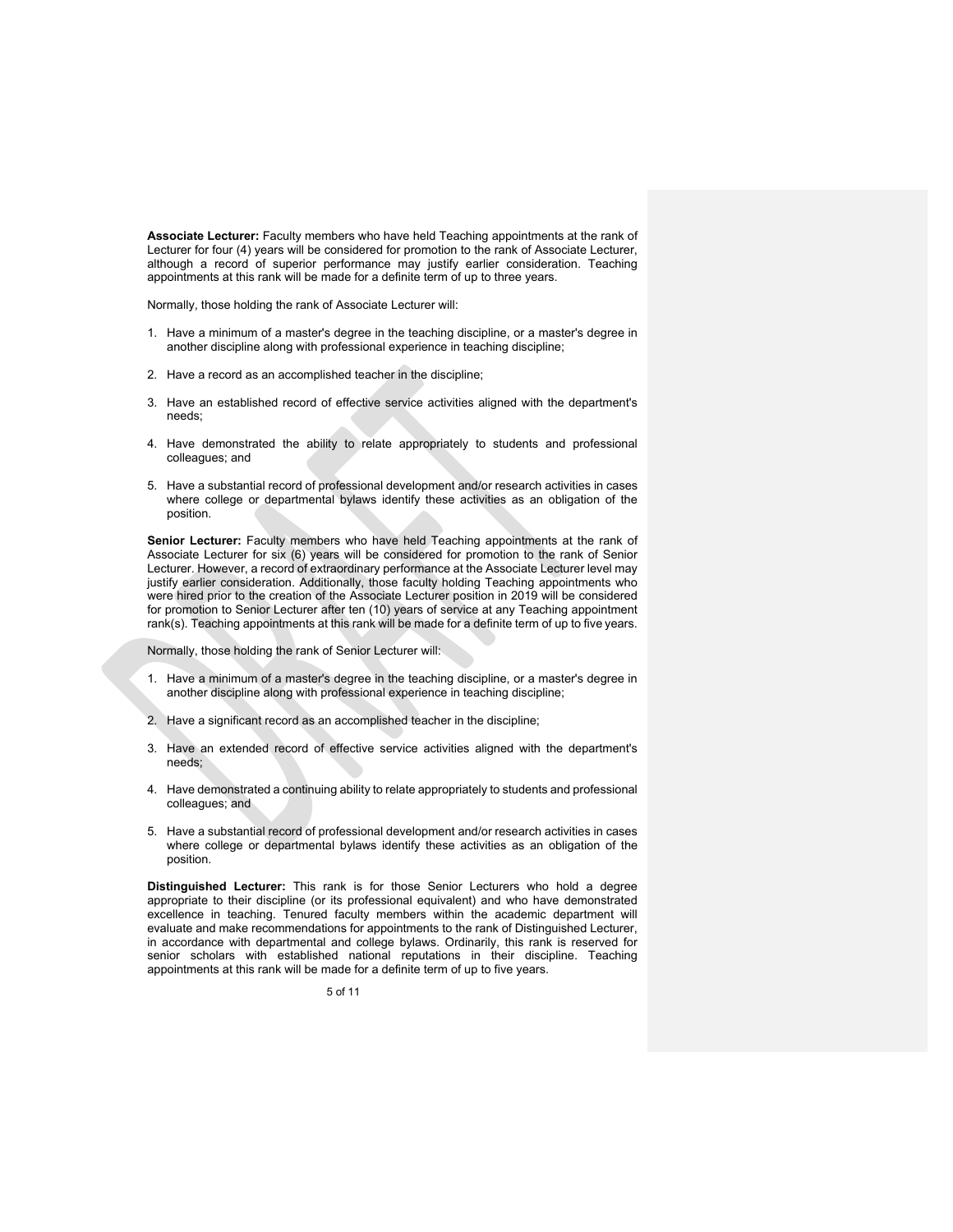**Associate Lecturer:** Faculty members who have held Teaching appointments at the rank of Lecturer for four (4) years will be considered for promotion to the rank of Associate Lecturer, although a record of superior performance may justify earlier consideration. Teaching appointments at this rank will be made for a definite term of up to three years.

Normally, those holding the rank of Associate Lecturer will:

1. Have a minimum of a master's degree in the teaching discipline, or a master's degree in another discipline along with professional experience in teaching discipline;
2. Have a record as an accomplished teacher in the discipline;
3. Have an established record of effective service activities aligned with the department's needs;
4. Have demonstrated the ability to relate appropriately to students and professional colleagues; and
5. Have a substantial record of professional development and/or research activities in cases where college or departmental bylaws identify these activities as an obligation of the position.

**Senior Lecturer:** Faculty members who have held Teaching appointments at the rank of Associate Lecturer for six (6) years will be considered for promotion to the rank of Senior Lecturer. However, a record of extraordinary performance at the Associate Lecturer level may justify earlier consideration. Additionally, those faculty holding Teaching appointments who were hired prior to the creation of the Associate Lecturer position in 2019 will be considered for promotion to Senior Lecturer after ten (10) years of service at any Teaching appointment rank(s). Teaching appointments at this rank will be made for a definite term of up to five years.

Normally, those holding the rank of Senior Lecturer will:

1. Have a minimum of a master's degree in the teaching discipline, or a master's degree in another discipline along with professional experience in teaching discipline;
2. Have a significant record as an accomplished teacher in the discipline;
3. Have an extended record of effective service activities aligned with the department's needs;
4. Have demonstrated a continuing ability to relate appropriately to students and professional colleagues; and
5. Have a substantial record of professional development and/or research activities in cases where college or departmental bylaws identify these activities as an obligation of the position.

**Distinguished Lecturer:** This rank is for those Senior Lecturers who hold a degree appropriate to their discipline (or its professional equivalent) and who have demonstrated excellence in teaching. Tenured faculty members within the academic department will evaluate and make recommendations for appointments to the rank of Distinguished Lecturer, in accordance with departmental and college bylaws. Ordinarily, this rank is reserved for senior scholars with established national reputations in their discipline. Teaching appointments at this rank will be made for a definite term of up to five years.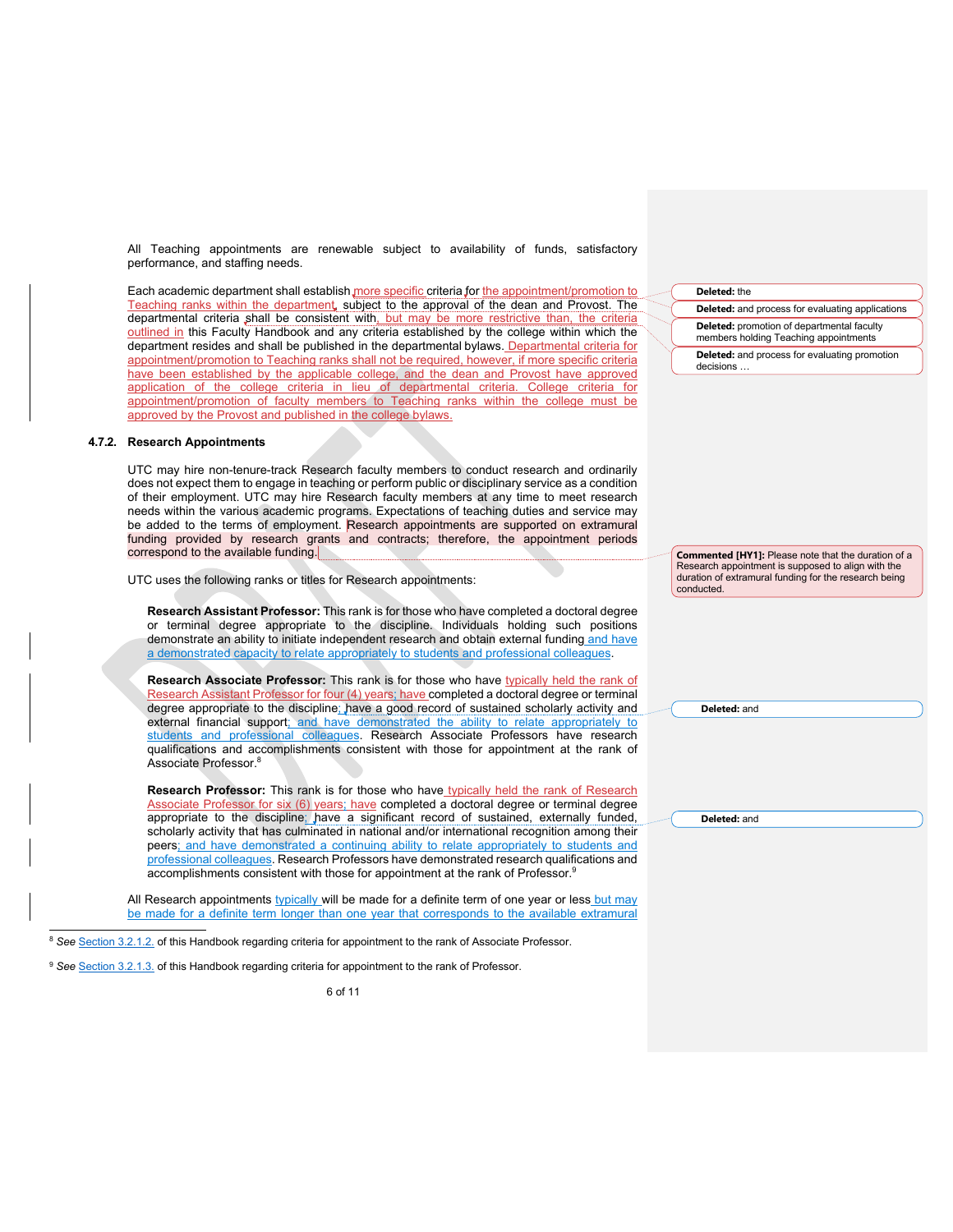All Teaching appointments are renewable subject to availability of funds, satisfactory performance, and staffing needs.

Each academic department shall establish more specific criteria for the appointment/promotion to Teaching ranks within the department, subject to the approval of the dean and Provost. The departmental criteria shall be consistent with, but may be more restrictive than, the criteria outlined in this Faculty Handbook and any criteria established by the college within which the department resides and shall be published in the departmental bylaws. Departmental criteria for appointment/promotion to Teaching ranks shall not be required, however, if more specific criteria have been established by the applicable college, and the dean and Provost have approved application of the college criteria in lieu of departmental criteria. College criteria for appointment/promotion of faculty members to Teaching ranks within the college must be approved by the Provost and published in the college bylaws.

### 4.7.2. Research Appointments

UTC may hire non-tenure-track Research faculty members to conduct research and ordinarily does not expect them to engage in teaching or perform public or disciplinary service as a condition of their employment. UTC may hire Research faculty members at any time to meet research needs within the various academic programs. Expectations of teaching duties and service may be added to the terms of employment. Research appointments are supported on extramural funding provided by research grants and contracts; therefore, the appointment periods correspond to the available funding.

UTC uses the following ranks or titles for Research appointments:

**Research Assistant Professor:** This rank is for those who have completed a doctoral degree or terminal degree appropriate to the discipline. Individuals holding such positions demonstrate an ability to initiate independent research and obtain external funding and have a demonstrated capacity to relate appropriately to students and professional colleagues.

**Research Associate Professor:** This rank is for those who have typically held the rank of Research Assistant Professor for four (4) years; have completed a doctoral degree or terminal degree appropriate to the discipline; have a good record of sustained scholarly activity and external financial support; and have demonstrated the ability to relate appropriately to students and professional colleagues. Research Associate Professors have research qualifications and accomplishments consistent with those for appointment at the rank of Associate Professor.[8]

**Research Professor:** This rank is for those who have typically held the rank of Research Associate Professor for six (6) years; have completed a doctoral degree or terminal degree appropriate to the discipline; have a significant record of sustained, externally funded, scholarly activity that has culminated in national and/or international recognition among their peers; and have demonstrated a continuing ability to relate appropriately to students and professional colleagues. Research Professors have demonstrated research qualifications and accomplishments consistent with those for appointment at the rank of Professor.[9]

All Research appointments typically will be made for a definite term of one year or less but may be made for a definite term longer than one year that corresponds to the available extramural

---

[8] *See* Section 3.2.1.2. of this Handbook regarding criteria for appointment to the rank of Associate Professor.

[9] *See* Section 3.2.1.3. of this Handbook regarding criteria for appointment to the rank of Professor.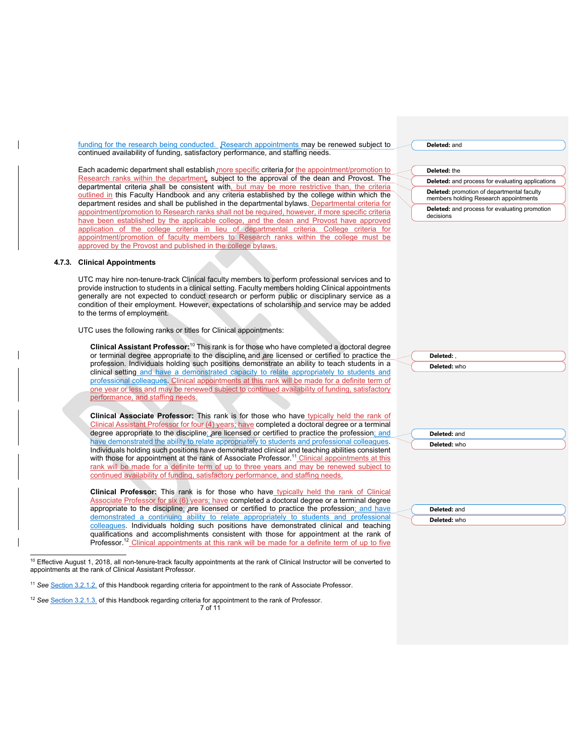funding for the research being conducted. Research appointments may be renewed subject to continued availability of funding, satisfactory performance, and staffing needs.

Each academic department shall establish more specific criteria for the appointment/promotion to Research ranks within the department, subject to the approval of the dean and Provost. The departmental criteria shall be consistent with, but may be more restrictive than, the criteria outlined in this Faculty Handbook and any criteria established by the college within which the department resides and shall be published in the departmental bylaws. Departmental criteria for appointment/promotion to Research ranks shall not be required, however, if more specific criteria have been established by the applicable college, and the dean and Provost have approved application of the college criteria in lieu of departmental criteria. College criteria for appointment/promotion of faculty members to Research ranks within the college must be approved by the Provost and published in the college bylaws.

### 4.7.3. Clinical Appointments

UTC may hire non-tenure-track Clinical faculty members to perform professional services and to provide instruction to students in a clinical setting. Faculty members holding Clinical appointments generally are not expected to conduct research or perform public or disciplinary service as a condition of their employment. However, expectations of scholarship and service may be added to the terms of employment.

UTC uses the following ranks or titles for Clinical appointments:

**Clinical Assistant Professor:**[10] This rank is for those who have completed a doctoral degree or terminal degree appropriate to the discipline and are licensed or certified to practice the profession. Individuals holding such positions demonstrate an ability to teach students in a clinical setting and have a demonstrated capacity to relate appropriately to students and professional colleagues. Clinical appointments at this rank will be made for a definite term of one year or less and may be renewed subject to continued availability of funding, satisfactory performance, and staffing needs.

**Clinical Associate Professor:** This rank is for those who have typically held the rank of Clinical Assistant Professor for four (4) years; have completed a doctoral degree or a terminal degree appropriate to the discipline; are licensed or certified to practice the profession; and have demonstrated the ability to relate appropriately to students and professional colleagues. Individuals holding such positions have demonstrated clinical and teaching abilities consistent with those for appointment at the rank of Associate Professor.[11] Clinical appointments at this rank will be made for a definite term of up to three years and may be renewed subject to continued availability of funding, satisfactory performance, and staffing needs.

**Clinical Professor:** This rank is for those who have typically held the rank of Clinical Associate Professor for six (6) years; have completed a doctoral degree or a terminal degree appropriate to the discipline; are licensed or certified to practice the profession; and have demonstrated a continuing ability to relate appropriately to students and professional colleagues. Individuals holding such positions have demonstrated clinical and teaching qualifications and accomplishments consistent with those for appointment at the rank of Professor.[12] Clinical appointments at this rank will be made for a definite term of up to five

---

[10] Effective August 1, 2018, all non-tenure-track faculty appointments at the rank of Clinical Instructor will be converted to appointments at the rank of Clinical Assistant Professor.

[11] *See* Section 3.2.1.2. of this Handbook regarding criteria for appointment to the rank of Associate Professor.

[12] *See* Section 3.2.1.3. of this Handbook regarding criteria for appointment to the rank of Professor.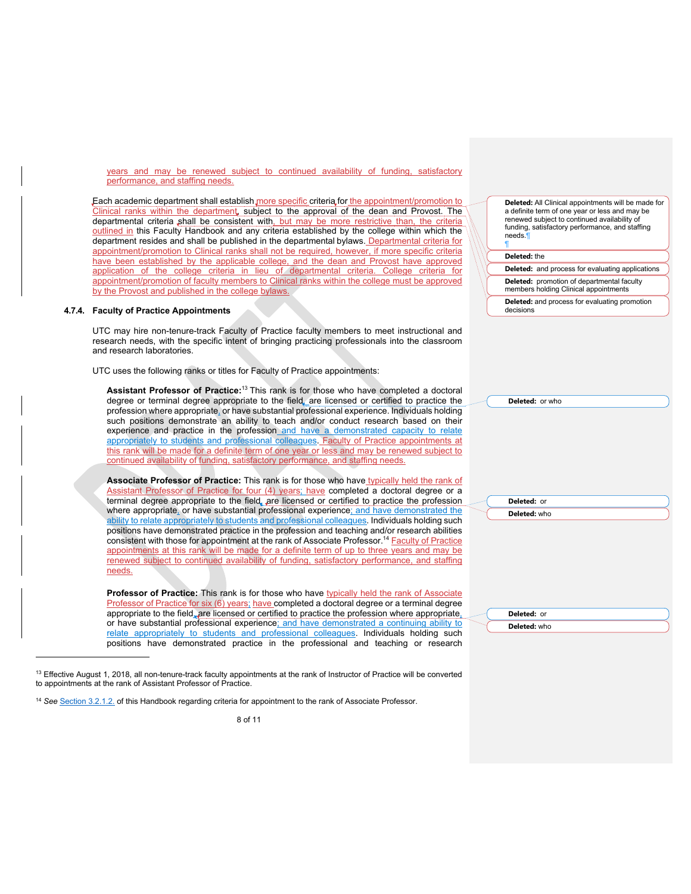years and may be renewed subject to continued availability of funding, satisfactory performance, and staffing needs.

Each academic department shall establish more specific criteria for the appointment/promotion to Clinical ranks within the department, subject to the approval of the dean and Provost. The departmental criteria shall be consistent with, but may be more restrictive than, the criteria outlined in this Faculty Handbook and any criteria established by the college within which the department resides and shall be published in the departmental bylaws. Departmental criteria for appointment/promotion to Clinical ranks shall not be required, however, if more specific criteria have been established by the applicable college, and the dean and Provost have approved application of the college criteria in lieu of departmental criteria. College criteria for appointment/promotion of faculty members to Clinical ranks within the college must be approved by the Provost and published in the college bylaws.

### 4.7.4. Faculty of Practice Appointments

UTC may hire non-tenure-track Faculty of Practice faculty members to meet instructional and research needs, with the specific intent of bringing practicing professionals into the classroom and research laboratories.

UTC uses the following ranks or titles for Faculty of Practice appointments:

**Assistant Professor of Practice:**[13] This rank is for those who have completed a doctoral degree or terminal degree appropriate to the field, are licensed or certified to practice the profession where appropriate, or have substantial professional experience. Individuals holding such positions demonstrate an ability to teach and/or conduct research based on their experience and practice in the profession and have a demonstrated capacity to relate appropriately to students and professional colleagues. Faculty of Practice appointments at this rank will be made for a definite term of one year or less and may be renewed subject to continued availability of funding, satisfactory performance, and staffing needs.

**Associate Professor of Practice:** This rank is for those who have typically held the rank of Assistant Professor of Practice for four (4) years; have completed a doctoral degree or a terminal degree appropriate to the field, are licensed or certified to practice the profession where appropriate, or have substantial professional experience; and have demonstrated the ability to relate appropriately to students and professional colleagues. Individuals holding such positions have demonstrated practice in the profession and teaching and/or research abilities consistent with those for appointment at the rank of Associate Professor.[14] Faculty of Practice appointments at this rank will be made for a definite term of up to three years and may be renewed subject to continued availability of funding, satisfactory performance, and staffing needs.

**Professor of Practice:** This rank is for those who have typically held the rank of Associate Professor of Practice for six (6) years; have completed a doctoral degree or a terminal degree appropriate to the field, are licensed or certified to practice the profession where appropriate, or have substantial professional experience; and have demonstrated a continuing ability to relate appropriately to students and professional colleagues. Individuals holding such positions have demonstrated practice in the professional and teaching or research

---

[13] Effective August 1, 2018, all non-tenure-track faculty appointments at the rank of Instructor of Practice will be converted to appointments at the rank of Assistant Professor of Practice.

[14] *See* Section 3.2.1.2. of this Handbook regarding criteria for appointment to the rank of Associate Professor.

---

Deleted: All Clinical appointments will be made for a definite term of one year or less and may be renewed subject to continued availability of funding, satisfactory performance, and staffing needs.

Deleted: the

Deleted: and process for evaluating applications

Deleted: promotion of departmental faculty members holding Clinical appointments

Deleted: and process for evaluating promotion decisions

Deleted: or who

Deleted: or

Deleted: who

Deleted: or

Deleted: who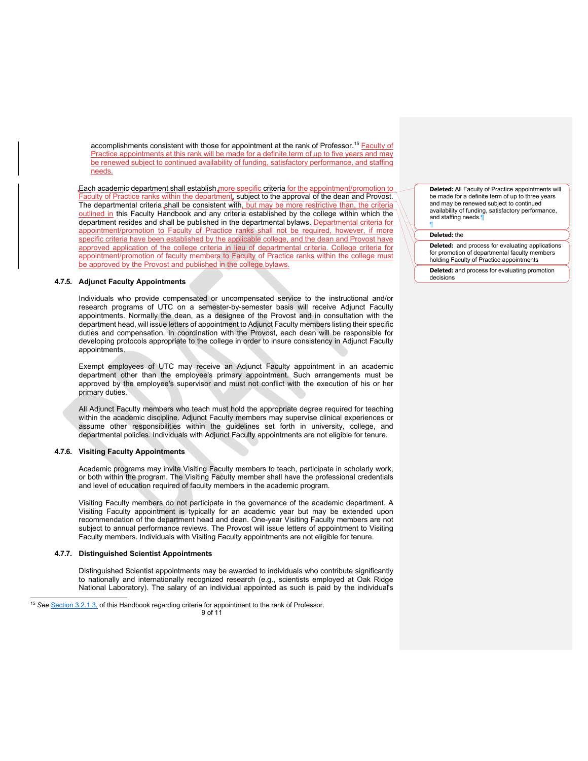accomplishments consistent with those for appointment at the rank of Professor.[15] Faculty of Practice appointments at this rank will be made for a definite term of up to five years and may be renewed subject to continued availability of funding, satisfactory performance, and staffing needs.

Each academic department shall establish more specific criteria for the appointment/promotion to Faculty of Practice ranks within the department, subject to the approval of the dean and Provost. The departmental criteria shall be consistent with, but may be more restrictive than, the criteria outlined in this Faculty Handbook and any criteria established by the college within which the department resides and shall be published in the departmental bylaws. Departmental criteria for appointment/promotion to Faculty of Practice ranks shall not be required, however, if more specific criteria have been established by the applicable college, and the dean and Provost have approved application of the college criteria in lieu of departmental criteria. College criteria for appointment/promotion of faculty members to Faculty of Practice ranks within the college must be approved by the Provost and published in the college bylaws.

**Deleted:** All Faculty of Practice appointments will be made for a definite term of up to three years and may be renewed subject to continued availability of funding, satisfactory performance, and staffing needs.

**Deleted:** the

**Deleted:** and process for evaluating applications for promotion of departmental faculty members holding Faculty of Practice appointments

**Deleted:** and process for evaluating promotion decisions

#### 4.7.5. Adjunct Faculty Appointments

Individuals who provide compensated or uncompensated service to the instructional and/or research programs of UTC on a semester-by-semester basis will receive Adjunct Faculty appointments. Normally the dean, as a designee of the Provost and in consultation with the department head, will issue letters of appointment to Adjunct Faculty members listing their specific duties and compensation. In coordination with the Provost, each dean will be responsible for developing protocols appropriate to the college in order to insure consistency in Adjunct Faculty appointments.

Exempt employees of UTC may receive an Adjunct Faculty appointment in an academic department other than the employee's primary appointment. Such arrangements must be approved by the employee's supervisor and must not conflict with the execution of his or her primary duties.

All Adjunct Faculty members who teach must hold the appropriate degree required for teaching within the academic discipline. Adjunct Faculty members may supervise clinical experiences or assume other responsibilities within the guidelines set forth in university, college, and departmental policies. Individuals with Adjunct Faculty appointments are not eligible for tenure.

#### 4.7.6. Visiting Faculty Appointments

Academic programs may invite Visiting Faculty members to teach, participate in scholarly work, or both within the program. The Visiting Faculty member shall have the professional credentials and level of education required of faculty members in the academic program.

Visiting Faculty members do not participate in the governance of the academic department. A Visiting Faculty appointment is typically for an academic year but may be extended upon recommendation of the department head and dean. One-year Visiting Faculty members are not subject to annual performance reviews. The Provost will issue letters of appointment to Visiting Faculty members. Individuals with Visiting Faculty appointments are not eligible for tenure.

#### 4.7.7. Distinguished Scientist Appointments

Distinguished Scientist appointments may be awarded to individuals who contribute significantly to nationally and internationally recognized research (e.g., scientists employed at Oak Ridge National Laboratory). The salary of an individual appointed as such is paid by the individual's

---

[15] *See* Section 3.2.1.3. of this Handbook regarding criteria for appointment to the rank of Professor.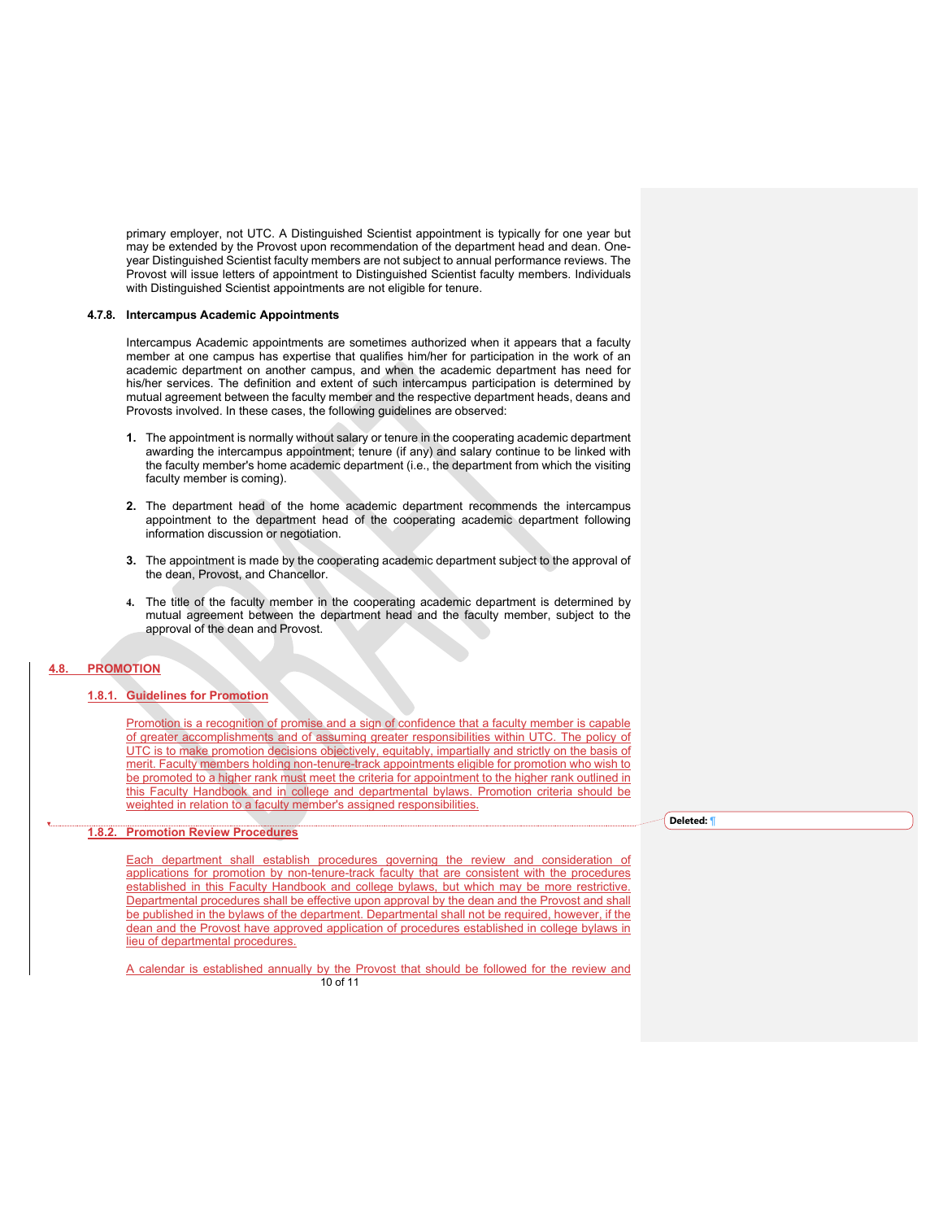primary employer, not UTC. A Distinguished Scientist appointment is typically for one year but may be extended by the Provost upon recommendation of the department head and dean. One-year Distinguished Scientist faculty members are not subject to annual performance reviews. The Provost will issue letters of appointment to Distinguished Scientist faculty members. Individuals with Distinguished Scientist appointments are not eligible for tenure.

#### 4.7.8. Intercampus Academic Appointments

Intercampus Academic appointments are sometimes authorized when it appears that a faculty member at one campus has expertise that qualifies him/her for participation in the work of an academic department on another campus, and when the academic department has need for his/her services. The definition and extent of such intercampus participation is determined by mutual agreement between the faculty member and the respective department heads, deans and Provosts involved. In these cases, the following guidelines are observed:

1. The appointment is normally without salary or tenure in the cooperating academic department awarding the intercampus appointment; tenure (if any) and salary continue to be linked with the faculty member's home academic department (i.e., the department from which the visiting faculty member is coming).

2. The department head of the home academic department recommends the intercampus appointment to the department head of the cooperating academic department following information discussion or negotiation.

3. The appointment is made by the cooperating academic department subject to the approval of the dean, Provost, and Chancellor.

4. The title of the faculty member in the cooperating academic department is determined by mutual agreement between the department head and the faculty member, subject to the approval of the dean and Provost.

### 4.8. PROMOTION

#### 1.8.1. Guidelines for Promotion

Promotion is a recognition of promise and a sign of confidence that a faculty member is capable of greater accomplishments and of assuming greater responsibilities within UTC. The policy of UTC is to make promotion decisions objectively, equitably, impartially and strictly on the basis of merit. Faculty members holding non-tenure-track appointments eligible for promotion who wish to be promoted to a higher rank must meet the criteria for appointment to the higher rank outlined in this Faculty Handbook and in college and departmental bylaws. Promotion criteria should be weighted in relation to a faculty member's assigned responsibilities.

#### 1.8.2. Promotion Review Procedures

Each department shall establish procedures governing the review and consideration of applications for promotion by non-tenure-track faculty that are consistent with the procedures established in this Faculty Handbook and college bylaws, but which may be more restrictive. Departmental procedures shall be effective upon approval by the dean and the Provost and shall be published in the bylaws of the department. Departmental shall not be required, however, if the dean and the Provost have approved application of procedures established in college bylaws in lieu of departmental procedures.

A calendar is established annually by the Provost that should be followed for the review and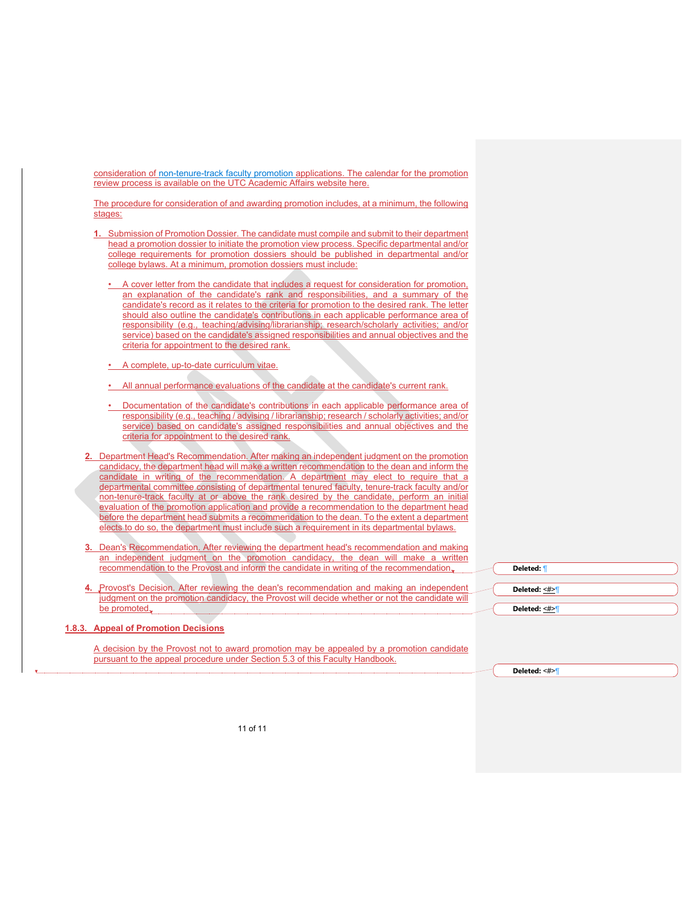consideration of non-tenure-track faculty promotion applications. The calendar for the promotion review process is available on the UTC Academic Affairs website here.

The procedure for consideration of and awarding promotion includes, at a minimum, the following stages:

1. Submission of Promotion Dossier. The candidate must compile and submit to their department head a promotion dossier to initiate the promotion view process. Specific departmental and/or college requirements for promotion dossiers should be published in departmental and/or college bylaws. At a minimum, promotion dossiers must include:

   - A cover letter from the candidate that includes a request for consideration for promotion, an explanation of the candidate's rank and responsibilities, and a summary of the candidate's record as it relates to the criteria for promotion to the desired rank. The letter should also outline the candidate's contributions in each applicable performance area of responsibility (e.g., teaching/advising/librarianship; research/scholarly activities; and/or service) based on the candidate's assigned responsibilities and annual objectives and the criteria for appointment to the desired rank.

   - A complete, up-to-date curriculum vitae.

   - All annual performance evaluations of the candidate at the candidate's current rank.

   - Documentation of the candidate's contributions in each applicable performance area of responsibility (e.g., teaching / advising / librarianship; research / scholarly activities; and/or service) based on candidate's assigned responsibilities and annual objectives and the criteria for appointment to the desired rank.

2. Department Head's Recommendation. After making an independent judgment on the promotion candidacy, the department head will make a written recommendation to the dean and inform the candidate in writing of the recommendation. A department may elect to require that a departmental committee consisting of departmental tenured faculty, tenure-track faculty and/or non-tenure-track faculty at or above the rank desired by the candidate, perform an initial evaluation of the promotion application and provide a recommendation to the department head before the department head submits a recommendation to the dean. To the extent a department elects to do so, the department must include such a requirement in its departmental bylaws.

3. Dean's Recommendation. After reviewing the department head's recommendation and making an independent judgment on the promotion candidacy, the dean will make a written recommendation to the Provost and inform the candidate in writing of the recommendation.

4. Provost's Decision. After reviewing the dean's recommendation and making an independent judgment on the promotion candidacy, the Provost will decide whether or not the candidate will be promoted.

### 1.8.3. Appeal of Promotion Decisions

A decision by the Provost not to award promotion may be appealed by a promotion candidate pursuant to the appeal procedure under Section 5.3 of this Faculty Handbook.

Deleted: ¶

Deleted: <#>¶

Deleted: <#>¶

Deleted: <#>¶